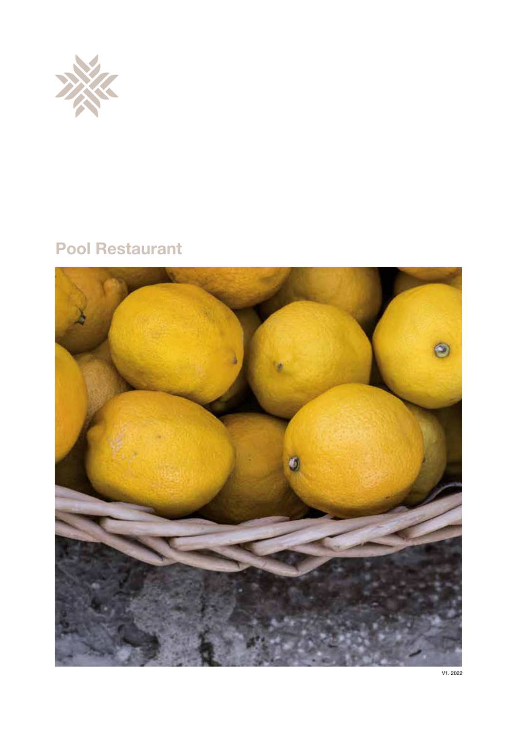# Pool Restaurant

V1. 2022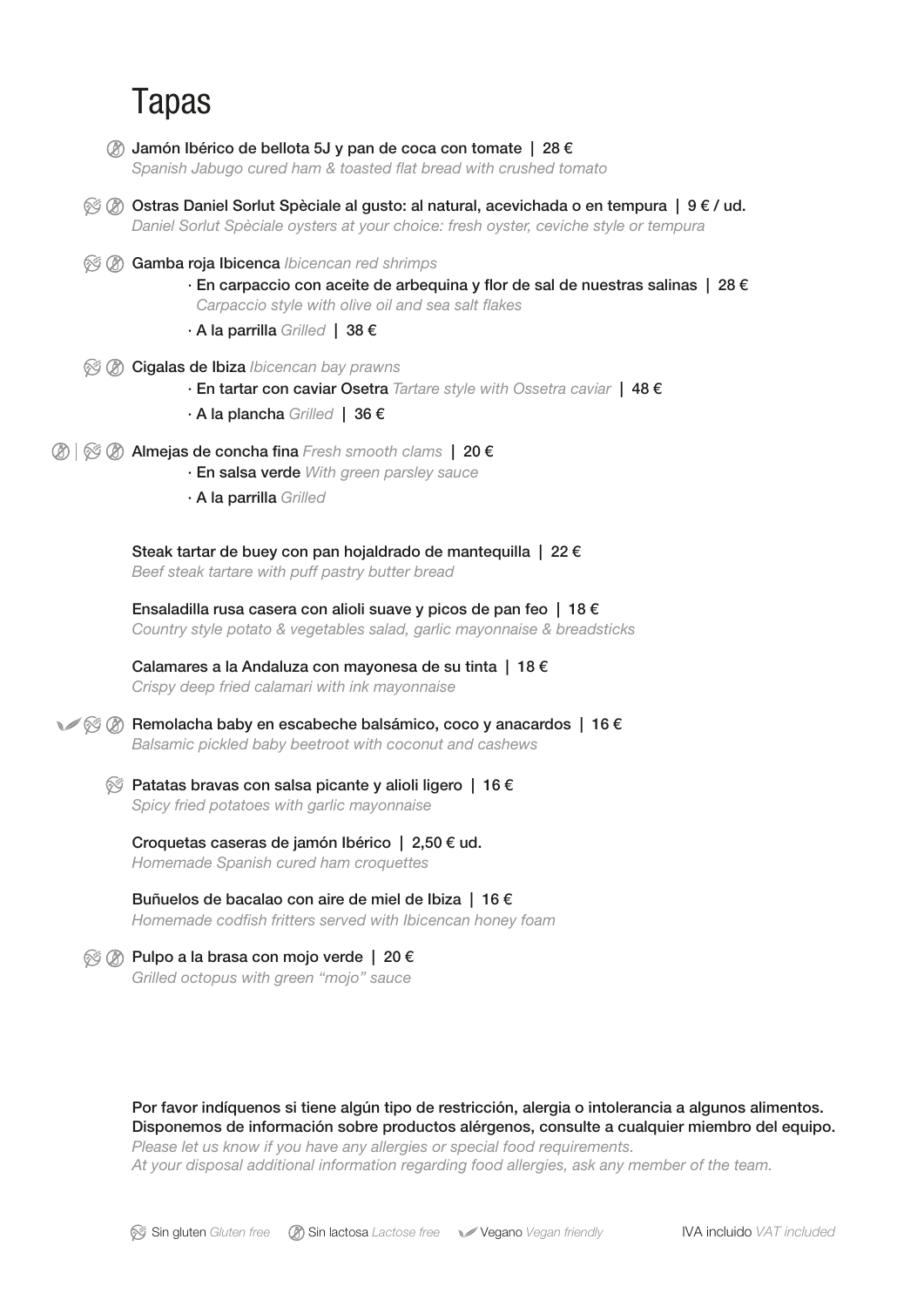# Tapas

**Jamón Ibérico de bellota 5J y pan de coca con tomate | 28 €**
*Spanish Jabugo cured ham & toasted flat bread with crushed tomato*

**Ostras Daniel Sorlut Spèciale al gusto: al natural, acevichada o en tempura | 9 € / ud.**
*Daniel Sorlut Spèciale oysters at your choice: fresh oyster, ceviche style or tempura*

**Gamba roja Ibicenca** *Ibicencan red shrimps*
- **En carpaccio con aceite de arbequina y flor de sal de nuestras salinas | 28 €**
  *Carpaccio style with olive oil and sea salt flakes*
- **A la parrilla** *Grilled* **| 38 €**

**Cigalas de Ibiza** *Ibicencan bay prawns*
- **En tartar con caviar Osetra** *Tartare style with Ossetra caviar* **| 48 €**
- **A la plancha** *Grilled* **| 36 €**

**Almejas de concha fina** *Fresh smooth clams* **| 20 €**
- **En salsa verde** *With green parsley sauce*
- **A la parrilla** *Grilled*

**Steak tartar de buey con pan hojaldrado de mantequilla | 22 €**
*Beef steak tartare with puff pastry butter bread*

**Ensaladilla rusa casera con alioli suave y picos de pan feo | 18 €**
*Country style potato & vegetables salad, garlic mayonnaise & breadsticks*

**Calamares a la Andaluza con mayonesa de su tinta | 18 €**
*Crispy deep fried calamari with ink mayonnaise*

**Remolacha baby en escabeche balsámico, coco y anacardos | 16 €**
*Balsamic pickled baby beetroot with coconut and cashews*

**Patatas bravas con salsa picante y alioli ligero | 16 €**
*Spicy fried potatoes with garlic mayonnaise*

**Croquetas caseras de jamón Ibérico | 2,50 € ud.**
*Homemade Spanish cured ham croquettes*

**Buñuelos de bacalao con aire de miel de Ibiza | 16 €**
*Homemade codfish fritters served with Ibicencan honey foam*

**Pulpo a la brasa con mojo verde | 20 €**
*Grilled octopus with green "mojo" sauce*

**Por favor indíquenos si tiene algún tipo de restricción, alergia o intolerancia a algunos alimentos. Disponemos de información sobre productos alérgenos, consulte a cualquier miembro del equipo.**
*Please let us know if you have any allergies or special food requirements.*
*At your disposal additional information regarding food allergies, ask any member of the team.*

Sin gluten *Gluten free* Sin lactosa *Lactose free* Vegano *Vegan friendly* IVA incluido *VAT included*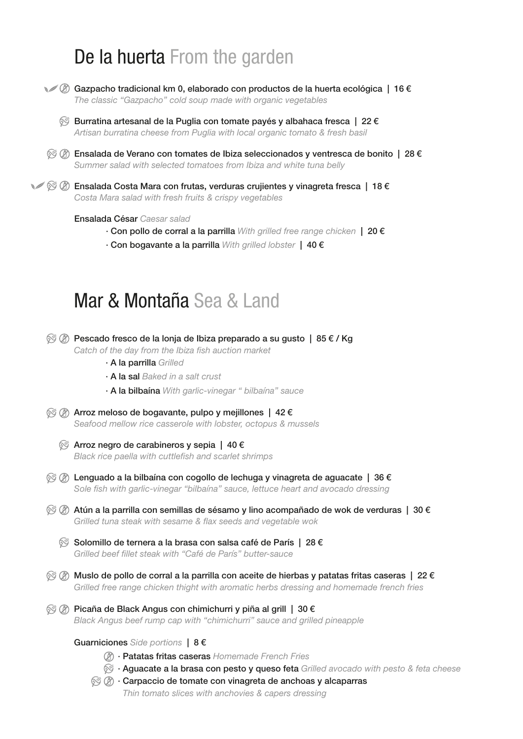## De la huerta From the garden

**Gazpacho tradicional km 0, elaborado con productos de la huerta ecológica | 16 €**
*The classic "Gazpacho" cold soup made with organic vegetables*

**Burratina artesanal de la Puglia con tomate payés y albahaca fresca | 22 €**
*Artisan burratina cheese from Puglia with local organic tomato & fresh basil*

**Ensalada de Verano con tomates de Ibiza seleccionados y ventresca de bonito | 28 €**
*Summer salad with selected tomatoes from Ibiza and white tuna belly*

**Ensalada Costa Mara con frutas, verduras crujientes y vinagreta fresca | 18 €**
*Costa Mara salad with fresh fruits & crispy vegetables*

**Ensalada César** *Caesar salad*

- **Con pollo de corral a la parrilla** *With grilled free range chicken* | **20 €**
- **Con bogavante a la parrilla** *With grilled lobster* | **40 €**

## Mar & Montaña Sea & Land

**Pescado fresco de la lonja de Ibiza preparado a su gusto | 85 € / Kg**
*Catch of the day from the Ibiza fish auction market*

- **A la parrilla** *Grilled*
- **A la sal** *Baked in a salt crust*
- **A la bilbaína** *With garlic-vinegar " bilbaína" sauce*

**Arroz meloso de bogavante, pulpo y mejillones | 42 €**
*Seafood mellow rice casserole with lobster, octopus & mussels*

**Arroz negro de carabineros y sepia | 40 €**
*Black rice paella with cuttlefish and scarlet shrimps*

**Lenguado a la bilbaína con cogollo de lechuga y vinagreta de aguacate | 36 €**
*Sole fish with garlic-vinegar "bilbaína" sauce, lettuce heart and avocado dressing*

**Atún a la parrilla con semillas de sésamo y lino acompañado de wok de verduras | 30 €**
*Grilled tuna steak with sesame & flax seeds and vegetable wok*

**Solomillo de ternera a la brasa con salsa café de París | 28 €**
*Grilled beef fillet steak with "Café de París" butter-sauce*

**Muslo de pollo de corral a la parrilla con aceite de hierbas y patatas fritas caseras | 22 €**
*Grilled free range chicken thight with aromatic herbs dressing and homemade french fries*

**Picaña de Black Angus con chimichurri y piña al grill | 30 €**
*Black Angus beef rump cap with "chimichurri" sauce and grilled pineapple*

**Guarniciones** *Side portions* | **8 €**

- **Patatas fritas caseras** *Homemade French Fries*
- **Aguacate a la brasa con pesto y queso feta** *Grilled avocado with pesto & feta cheese*
- **Carpaccio de tomate con vinagreta de anchoas y alcaparras**
  *Thin tomato slices with anchovies & capers dressing*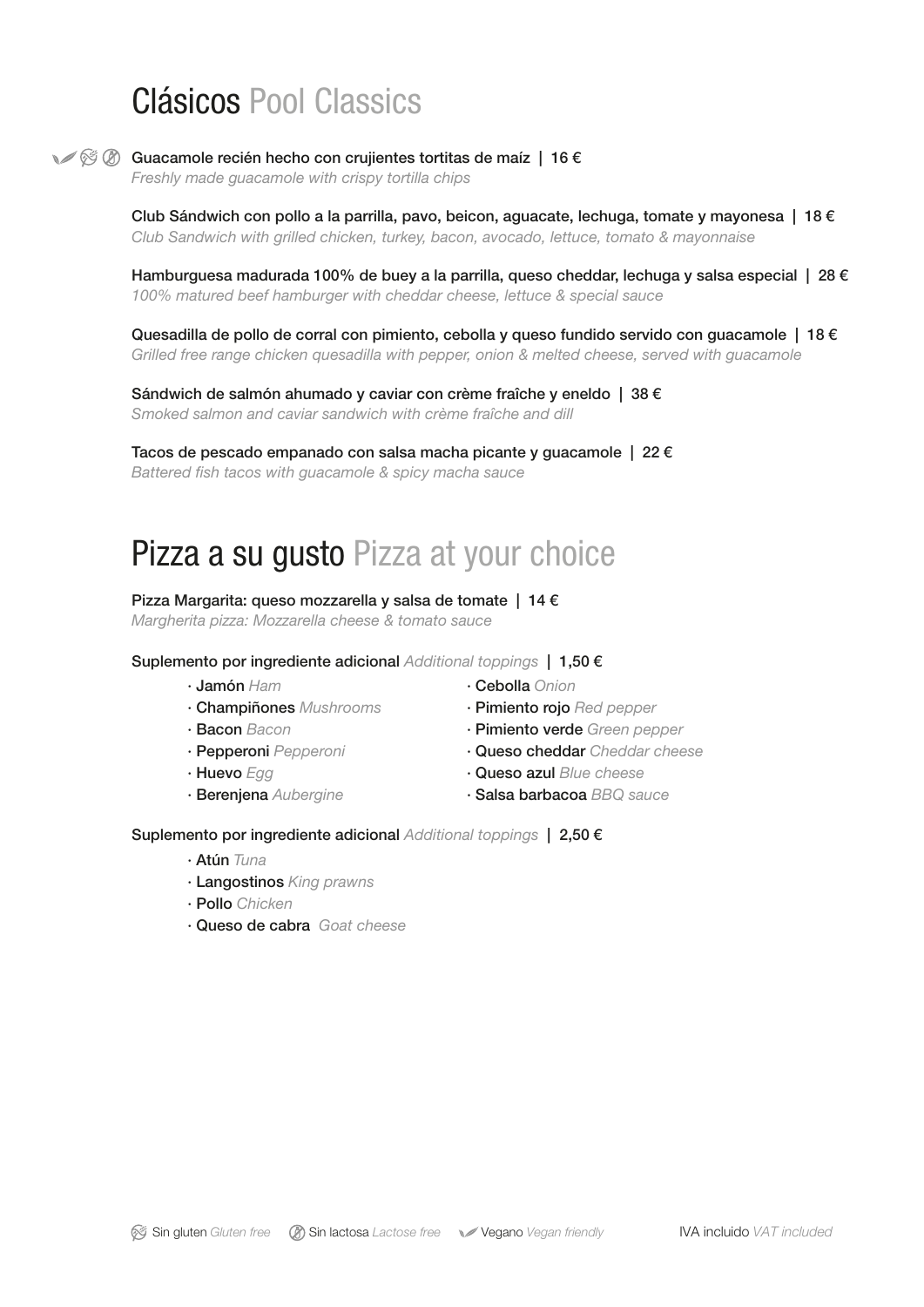# Clásicos Pool Classics

(Vegano) (Sin gluten) (Sin lactosa) **Guacamole recién hecho con crujientes tortitas de maíz | 16 €**
*Freshly made guacamole with crispy tortilla chips*

**Club Sándwich con pollo a la parrilla, pavo, beicon, aguacate, lechuga, tomate y mayonesa | 18 €**
*Club Sandwich with grilled chicken, turkey, bacon, avocado, lettuce, tomato & mayonnaise*

**Hamburguesa madurada 100% de buey a la parrilla, queso cheddar, lechuga y salsa especial | 28 €**
*100% matured beef hamburger with cheddar cheese, lettuce & special sauce*

**Quesadilla de pollo de corral con pimiento, cebolla y queso fundido servido con guacamole | 18 €**
*Grilled free range chicken quesadilla with pepper, onion & melted cheese, served with guacamole*

**Sándwich de salmón ahumado y caviar con crème fraîche y eneldo | 38 €**
*Smoked salmon and caviar sandwich with crème fraîche and dill*

**Tacos de pescado empanado con salsa macha picante y guacamole | 22 €**
*Battered fish tacos with guacamole & spicy macha sauce*

# Pizza a su gusto Pizza at your choice

**Pizza Margarita: queso mozzarella y salsa de tomate | 14 €**
*Margherita pizza: Mozzarella cheese & tomato sauce*

**Suplemento por ingrediente adicional** *Additional toppings* **| 1,50 €**

- **Jamón** *Ham*
- **Champiñones** *Mushrooms*
- **Bacon** *Bacon*
- **Pepperoni** *Pepperoni*
- **Huevo** *Egg*
- **Berenjena** *Aubergine*
- **Cebolla** *Onion*
- **Pimiento rojo** *Red pepper*
- **Pimiento verde** *Green pepper*
- **Queso cheddar** *Cheddar cheese*
- **Queso azul** *Blue cheese*
- **Salsa barbacoa** *BBQ sauce*

**Suplemento por ingrediente adicional** *Additional toppings* **| 2,50 €**

- **Atún** *Tuna*
- **Langostinos** *King prawns*
- **Pollo** *Chicken*
- **Queso de cabra** *Goat cheese*

Sin gluten *Gluten free* Sin lactosa *Lactose free* Vegano *Vegan friendly* IVA incluido *VAT included*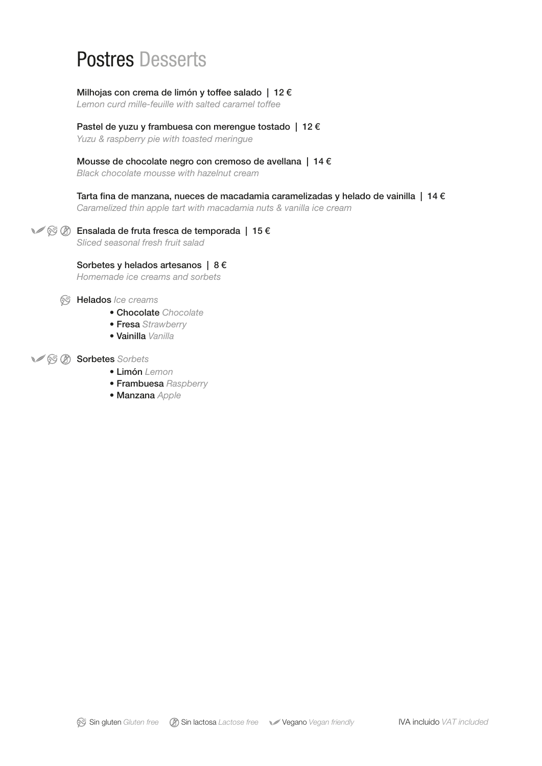# Postres Desserts

**Milhojas con crema de limón y toffee salado | 12 €**
*Lemon curd mille-feuille with salted caramel toffee*

**Pastel de yuzu y frambuesa con merengue tostado | 12 €**
*Yuzu & raspberry pie with toasted meringue*

**Mousse de chocolate negro con cremoso de avellana | 14 €**
*Black chocolate mousse with hazelnut cream*

**Tarta fina de manzana, nueces de macadamia caramelizadas y helado de vainilla | 14 €**
*Caramelized thin apple tart with macadamia nuts & vanilla ice cream*

**Ensalada de fruta fresca de temporada | 15 €** (Vegano, Sin gluten, Sin lactosa)
*Sliced seasonal fresh fruit salad*

**Sorbetes y helados artesanos | 8 €**
*Homemade ice creams and sorbets*

**Helados** *Ice creams* (Sin gluten)
- **Chocolate** *Chocolate*
- **Fresa** *Strawberry*
- **Vainilla** *Vanilla*

**Sorbetes** *Sorbets* (Vegano, Sin gluten, Sin lactosa)
- **Limón** *Lemon*
- **Frambuesa** *Raspberry*
- **Manzana** *Apple*

Sin gluten *Gluten free* | Sin lactosa *Lactose free* | Vegano *Vegan friendly*

IVA incluido *VAT included*